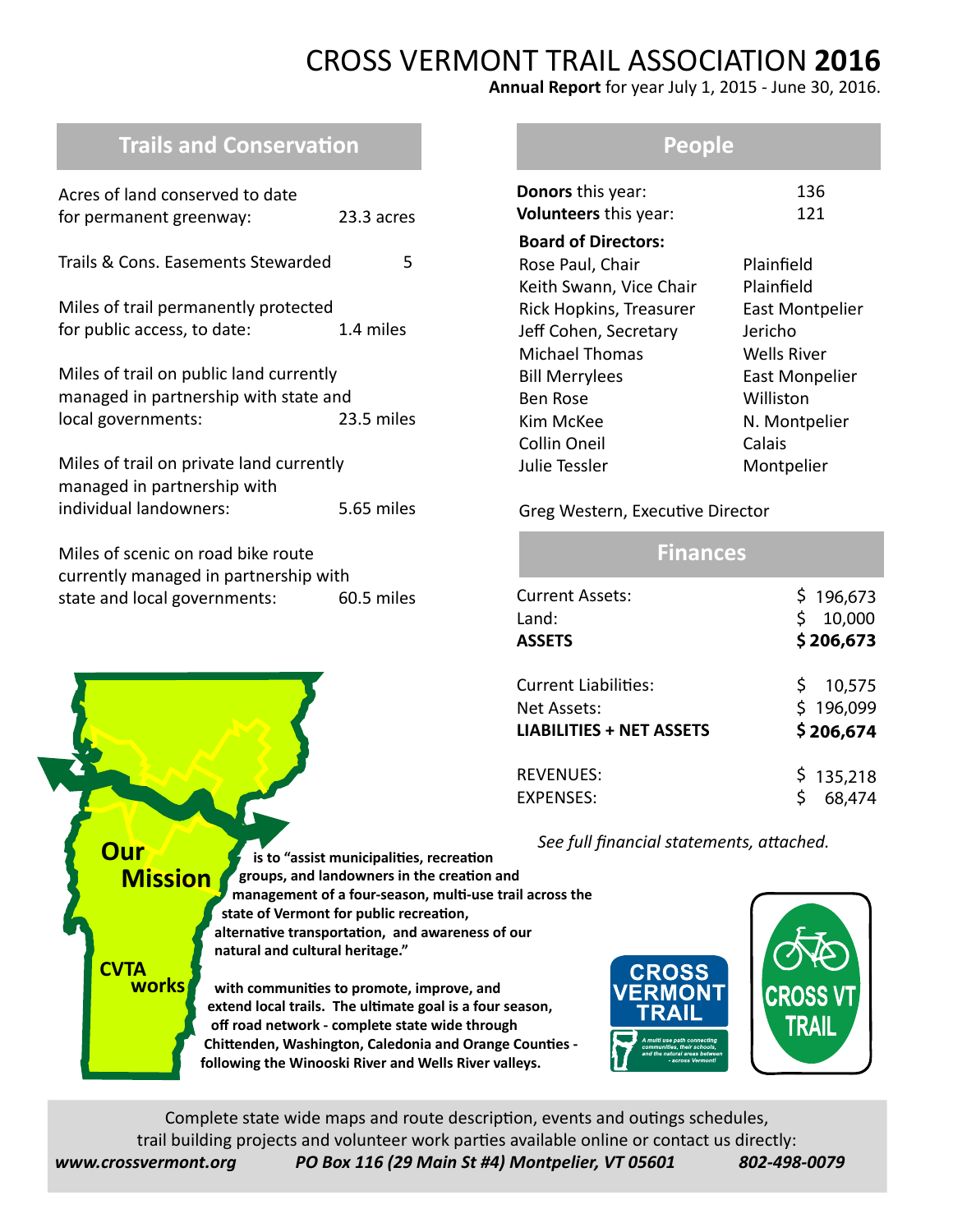# CROSS VERMONT TRAIL ASSOCIATION **2016**

**Annual Report** for year July 1, 2015 - June 30, 2016.

## Trails and Conservation

| | |
|---|---|
| Acres of land conserved to date for permanent greenway: | 23.3 acres |
| Trails & Cons. Easements Stewarded | 5 |
| Miles of trail permanently protected for public access, to date: | 1.4 miles |
| Miles of trail on public land currently managed in partnership with state and local governments: | 23.5 miles |
| Miles of trail on private land currently managed in partnership with individual landowners: | 5.65 miles |
| Miles of scenic on road bike route currently managed in partnership with state and local governments: | 60.5 miles |

**Our Mission** is to "assist municipalities, recreation groups, and landowners in the creation and management of a four-season, multi-use trail across the state of Vermont for public recreation, alternative transportation, and awareness of our natural and cultural heritage."

**CVTA works** with communities to promote, improve, and extend local trails. The ultimate goal is a four season, off road network - complete state wide through Chittenden, Washington, Caledonia and Orange Counties - following the Winooski River and Wells River valleys.

## People

**Donors** this year: 136
**Volunteers** this year: 121

**Board of Directors:**

| | |
|---|---|
| Rose Paul, Chair | Plainfield |
| Keith Swann, Vice Chair | Plainfield |
| Rick Hopkins, Treasurer | East Montpelier |
| Jeff Cohen, Secretary | Jericho |
| Michael Thomas | Wells River |
| Bill Merrylees | East Monpelier |
| Ben Rose | Williston |
| Kim McKee | N. Montpelier |
| Collin Oneil | Calais |
| Julie Tessler | Montpelier |

Greg Western, Executive Director

## Finances

| | |
|---|---|
| Current Assets: | $ 196,673 |
| Land: | $ 10,000 |
| **ASSETS** | **$ 206,673** |
| Current Liabilities: | $ 10,575 |
| Net Assets: | $ 196,099 |
| **LIABILITIES + NET ASSETS** | **$ 206,674** |
| REVENUES: | $ 135,218 |
| EXPENSES: | $ 68,474 |

*See full financial statements, attached.*

CROSS VERMONT TRAIL — A multi use path connecting communities, their schools, and the natural areas between - across Vermont!

CROSS VT TRAIL

Complete state wide maps and route description, events and outings schedules, trail building projects and volunteer work parties available online or contact us directly:

***www.crossvermont.org*** ***PO Box 116 (29 Main St #4) Montpelier, VT 05601*** ***802-498-0079***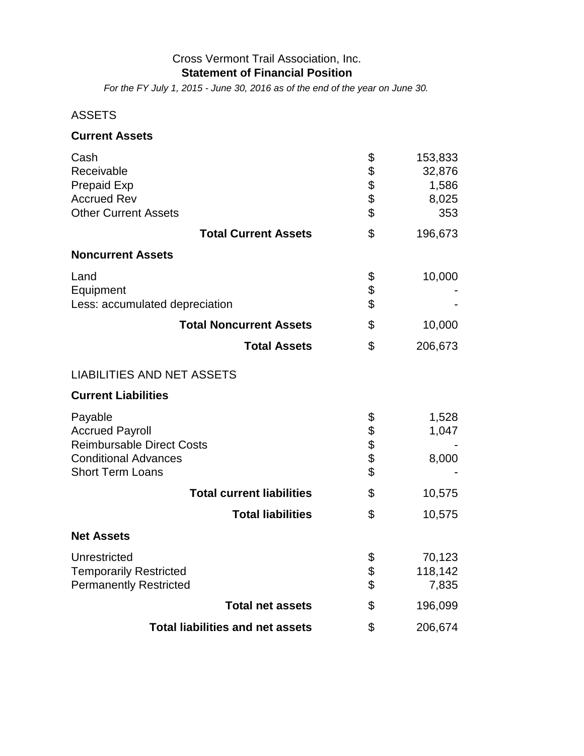# Cross Vermont Trail Association, Inc.

## Statement of Financial Position

*For the FY July 1, 2015 - June 30, 2016 as of the end of the year on June 30.*

ASSETS

| | | |
|---|---|---|
| **Current Assets** | | |
| Cash | $ | 153,833 |
| Receivable | $ | 32,876 |
| Prepaid Exp | $ | 1,586 |
| Accrued Rev | $ | 8,025 |
| Other Current Assets | $ | 353 |
| **Total Current Assets** | $ | 196,673 |
| **Noncurrent Assets** | | |
| Land | $ | 10,000 |
| Equipment | $ | - |
| Less: accumulated depreciation | $ | - |
| **Total Noncurrent Assets** | $ | 10,000 |
| **Total Assets** | $ | 206,673 |

LIABILITIES AND NET ASSETS

| | | |
|---|---|---|
| **Current Liabilities** | | |
| Payable | $ | 1,528 |
| Accrued Payroll | $ | 1,047 |
| Reimbursable Direct Costs | $ | - |
| Conditional Advances | $ | 8,000 |
| Short Term Loans | $ | - |
| **Total current liabilities** | $ | 10,575 |
| **Total liabilities** | $ | 10,575 |
| **Net Assets** | | |
| Unrestricted | $ | 70,123 |
| Temporarily Restricted | $ | 118,142 |
| Permanently Restricted | $ | 7,835 |
| **Total net assets** | $ | 196,099 |
| **Total liabilities and net assets** | $ | 206,674 |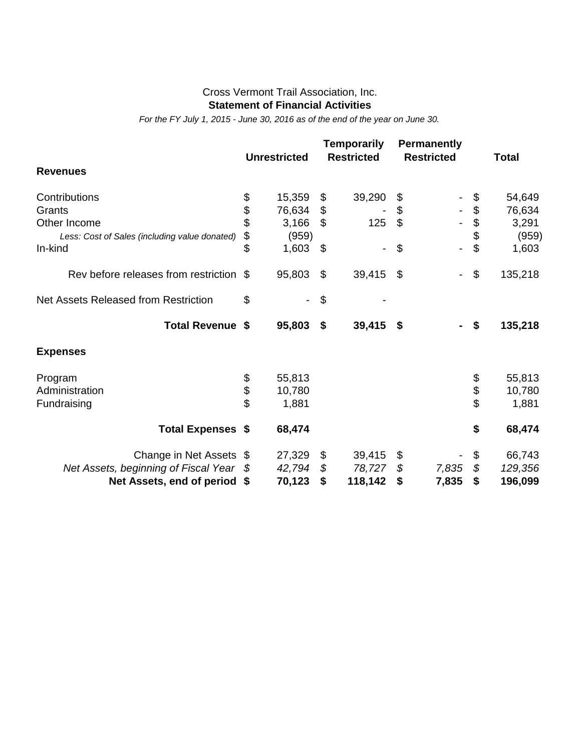Cross Vermont Trail Association, Inc.

**Statement of Financial Activities**

*For the FY July 1, 2015 - June 30, 2016 as of the end of the year on June 30.*

| | Unrestricted | Temporarily Restricted | Permanently Restricted | Total |
|---|---|---|---|---|
| **Revenues** | | | | |
| Contributions | $ 15,359 | $ 39,290 | $ - | $ 54,649 |
| Grants | $ 76,634 | $ - | $ - | $ 76,634 |
| Other Income | $ 3,166 | $ 125 | $ - | $ 3,291 |
| *Less: Cost of Sales (including value donated)* | $ (959) | | | $ (959) |
| In-kind | $ 1,603 | $ - | $ - | $ 1,603 |
| Rev before releases from restriction | $ 95,803 | $ 39,415 | $ - | $ 135,218 |
| Net Assets Released from Restriction | $ - | $ - | | |
| **Total Revenue** | **$ 95,803** | **$ 39,415** | **$ -** | **$ 135,218** |
| **Expenses** | | | | |
| Program | $ 55,813 | | | $ 55,813 |
| Administration | $ 10,780 | | | $ 10,780 |
| Fundraising | $ 1,881 | | | $ 1,881 |
| **Total Expenses** | **$ 68,474** | | | **$ 68,474** |
| Change in Net Assets | $ 27,329 | $ 39,415 | $ - | $ 66,743 |
| *Net Assets, beginning of Fiscal Year* | *$ 42,794* | *$ 78,727* | *$ 7,835* | *$ 129,356* |
| **Net Assets, end of period** | **$ 70,123** | **$ 118,142** | **$ 7,835** | **$ 196,099** |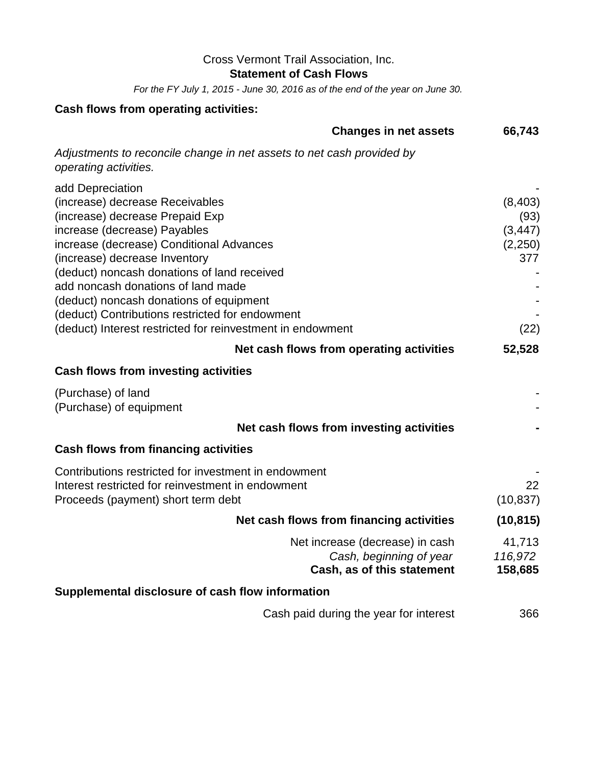Cross Vermont Trail Association, Inc.

**Statement of Cash Flows**

*For the FY July 1, 2015 - June 30, 2016 as of the end of the year on June 30.*

**Cash flows from operating activities:**

| | |
|---|---|
| **Changes in net assets** | **66,743** |
| *Adjustments to reconcile change in net assets to net cash provided by operating activities.* | |
| add Depreciation | - |
| (increase) decrease Receivables | (8,403) |
| (increase) decrease Prepaid Exp | (93) |
| increase (decrease) Payables | (3,447) |
| increase (decrease) Conditional Advances | (2,250) |
| (increase) decrease Inventory | 377 |
| (deduct) noncash donations of land received | - |
| add noncash donations of land made | - |
| (deduct) noncash donations of equipment | - |
| (deduct) Contributions restricted for endowment | - |
| (deduct) Interest restricted for reinvestment in endowment | (22) |
| **Net cash flows from operating activities** | **52,528** |

**Cash flows from investing activities**

| | |
|---|---|
| (Purchase) of land | - |
| (Purchase) of equipment | - |
| **Net cash flows from investing activities** | **-** |

**Cash flows from financing activities**

| | |
|---|---|
| Contributions restricted for investment in endowment | - |
| Interest restricted for reinvestment in endowment | 22 |
| Proceeds (payment) short term debt | (10,837) |
| **Net cash flows from financing activities** | **(10,815)** |
| Net increase (decrease) in cash | 41,713 |
| *Cash, beginning of year* | *116,972* |
| **Cash, as of this statement** | **158,685** |

**Supplemental disclosure of cash flow information**

| | |
|---|---|
| Cash paid during the year for interest | 366 |